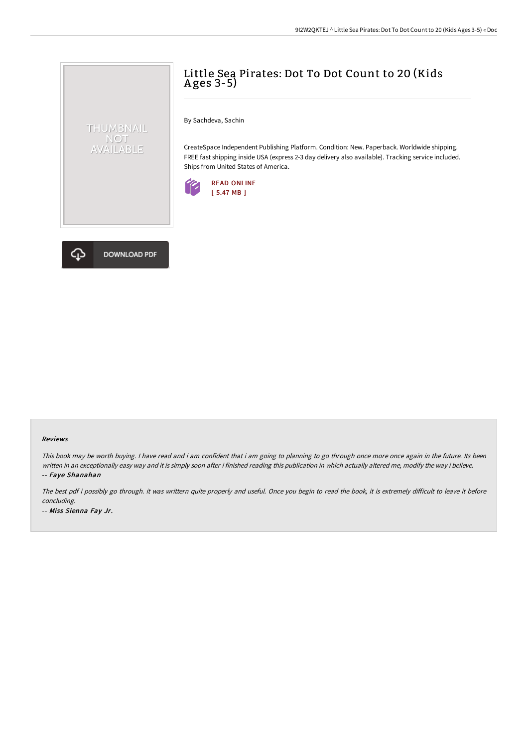# Little Sea Pirates: Dot To Dot Count to 20 (Kids Ages 3-5)

By Sachdeva, Sachin

CreateSpace Independent Publishing Platform. Condition: New. Paperback. Worldwide shipping. FREE fast shipping inside USA (express 2-3 day delivery also available). Tracking service included. Ships from United States of America.

READ ONLINE
[ 5.47 MB ]

DOWNLOAD PDF

### Reviews

*This book may be worth buying. I have read and i am confident that i am going to planning to go through once more once again in the future. Its been written in an exceptionally easy way and it is simply soon after i finished reading this publication in which actually altered me, modify the way i believe.*
*-- Faye Shanahan*

*The best pdf i possibly go through. it was writtern quite properly and useful. Once you begin to read the book, it is extremely difficult to leave it before concluding.*
*-- Miss Sienna Fay Jr.*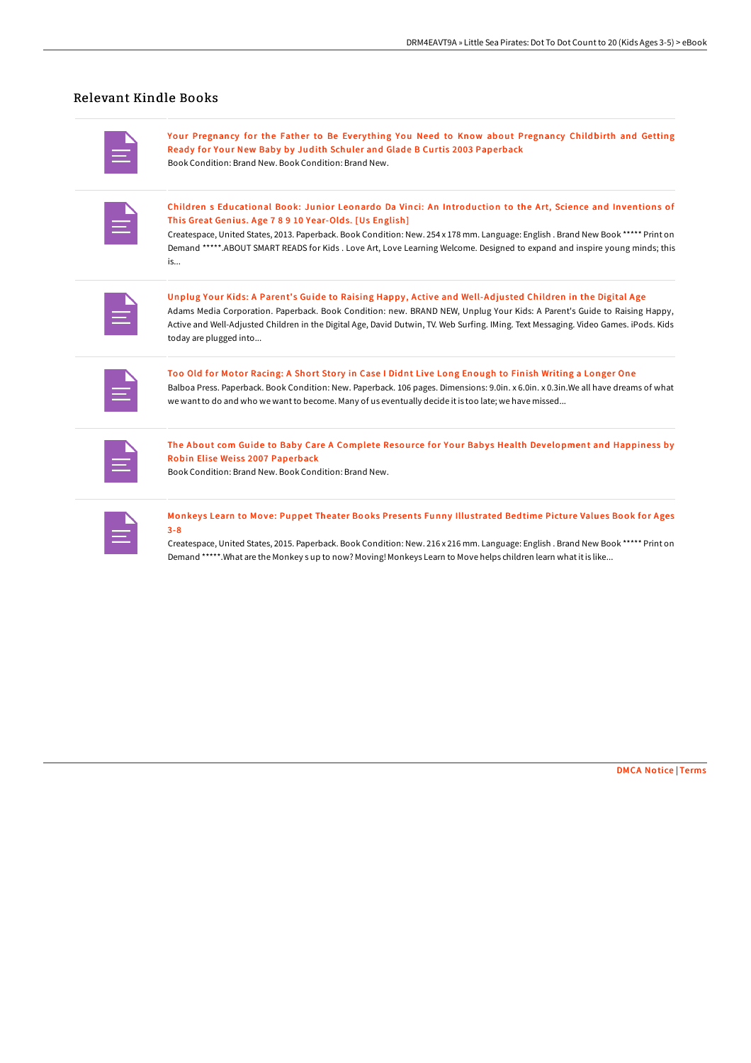## Relevant Kindle Books

**Your Pregnancy for the Father to Be Everything You Need to Know about Pregnancy Childbirth and Getting Ready for Your New Baby by Judith Schuler and Glade B Curtis 2003 Paperback**

Book Condition: Brand New. Book Condition: Brand New.

**Children s Educational Book: Junior Leonardo Da Vinci: An Introduction to the Art, Science and Inventions of This Great Genius. Age 7 8 9 10 Year-Olds. [Us English]**

Createspace, United States, 2013. Paperback. Book Condition: New. 254 x 178 mm. Language: English . Brand New Book ***** Print on Demand *****.ABOUT SMART READS for Kids . Love Art, Love Learning Welcome. Designed to expand and inspire young minds; this is...

**Unplug Your Kids: A Parent's Guide to Raising Happy, Active and Well-Adjusted Children in the Digital Age**

Adams Media Corporation. Paperback. Book Condition: new. BRAND NEW, Unplug Your Kids: A Parent's Guide to Raising Happy, Active and Well-Adjusted Children in the Digital Age, David Dutwin, TV. Web Surfing. IMing. Text Messaging. Video Games. iPods. Kids today are plugged into...

**Too Old for Motor Racing: A Short Story in Case I Didnt Live Long Enough to Finish Writing a Longer One**

Balboa Press. Paperback. Book Condition: New. Paperback. 106 pages. Dimensions: 9.0in. x 6.0in. x 0.3in.We all have dreams of what we want to do and who we want to become. Many of us eventually decide it is too late; we have missed...

**The About com Guide to Baby Care A Complete Resource for Your Babys Health Development and Happiness by Robin Elise Weiss 2007 Paperback**

Book Condition: Brand New. Book Condition: Brand New.

**Monkeys Learn to Move: Puppet Theater Books Presents Funny Illustrated Bedtime Picture Values Book for Ages 3-8**

Createspace, United States, 2015. Paperback. Book Condition: New. 216 x 216 mm. Language: English . Brand New Book ***** Print on Demand *****.What are the Monkey s up to now? Moving! Monkeys Learn to Move helps children learn what it is like...